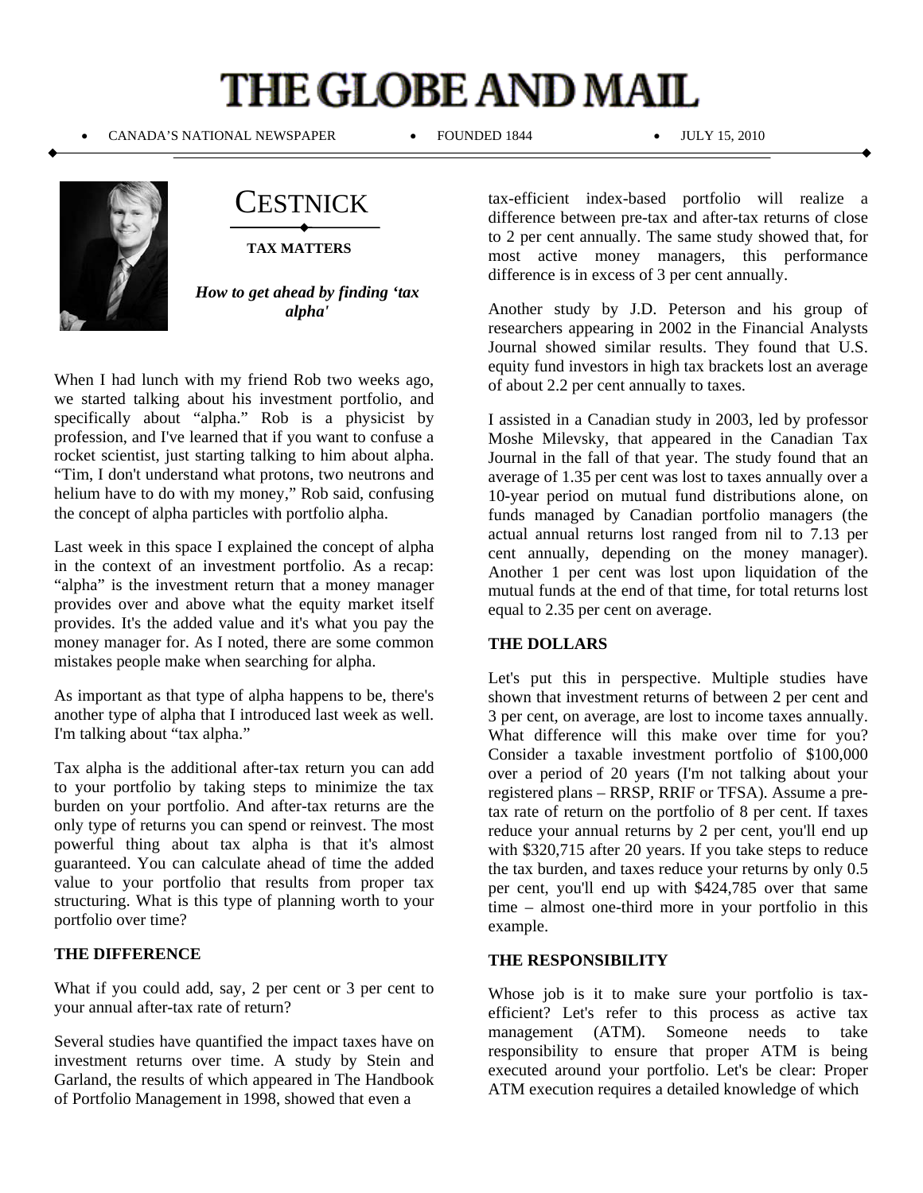# THE GLOBE AND MAIL

- CANADA'S NATIONAL NEWSPAPER
- FOUNDED 1844
- JULY 15, 2010

## CESTNICK

**TAX MATTERS**

***How to get ahead by finding 'tax alpha'***

When I had lunch with my friend Rob two weeks ago, we started talking about his investment portfolio, and specifically about "alpha." Rob is a physicist by profession, and I've learned that if you want to confuse a rocket scientist, just starting talking to him about alpha. "Tim, I don't understand what protons, two neutrons and helium have to do with my money," Rob said, confusing the concept of alpha particles with portfolio alpha.

Last week in this space I explained the concept of alpha in the context of an investment portfolio. As a recap: "alpha" is the investment return that a money manager provides over and above what the equity market itself provides. It's the added value and it's what you pay the money manager for. As I noted, there are some common mistakes people make when searching for alpha.

As important as that type of alpha happens to be, there's another type of alpha that I introduced last week as well. I'm talking about "tax alpha."

Tax alpha is the additional after-tax return you can add to your portfolio by taking steps to minimize the tax burden on your portfolio. And after-tax returns are the only type of returns you can spend or reinvest. The most powerful thing about tax alpha is that it's almost guaranteed. You can calculate ahead of time the added value to your portfolio that results from proper tax structuring. What is this type of planning worth to your portfolio over time?

**THE DIFFERENCE**

What if you could add, say, 2 per cent or 3 per cent to your annual after-tax rate of return?

Several studies have quantified the impact taxes have on investment returns over time. A study by Stein and Garland, the results of which appeared in The Handbook of Portfolio Management in 1998, showed that even a tax-efficient index-based portfolio will realize a difference between pre-tax and after-tax returns of close to 2 per cent annually. The same study showed that, for most active money managers, this performance difference is in excess of 3 per cent annually.

Another study by J.D. Peterson and his group of researchers appearing in 2002 in the Financial Analysts Journal showed similar results. They found that U.S. equity fund investors in high tax brackets lost an average of about 2.2 per cent annually to taxes.

I assisted in a Canadian study in 2003, led by professor Moshe Milevsky, that appeared in the Canadian Tax Journal in the fall of that year. The study found that an average of 1.35 per cent was lost to taxes annually over a 10-year period on mutual fund distributions alone, on funds managed by Canadian portfolio managers (the actual annual returns lost ranged from nil to 7.13 per cent annually, depending on the money manager). Another 1 per cent was lost upon liquidation of the mutual funds at the end of that time, for total returns lost equal to 2.35 per cent on average.

**THE DOLLARS**

Let's put this in perspective. Multiple studies have shown that investment returns of between 2 per cent and 3 per cent, on average, are lost to income taxes annually. What difference will this make over time for you? Consider a taxable investment portfolio of $100,000 over a period of 20 years (I'm not talking about your registered plans – RRSP, RRIF or TFSA). Assume a pre-tax rate of return on the portfolio of 8 per cent. If taxes reduce your annual returns by 2 per cent, you'll end up with $320,715 after 20 years. If you take steps to reduce the tax burden, and taxes reduce your returns by only 0.5 per cent, you'll end up with $424,785 over that same time – almost one-third more in your portfolio in this example.

**THE RESPONSIBILITY**

Whose job is it to make sure your portfolio is tax-efficient? Let's refer to this process as active tax management (ATM). Someone needs to take responsibility to ensure that proper ATM is being executed around your portfolio. Let's be clear: Proper ATM execution requires a detailed knowledge of which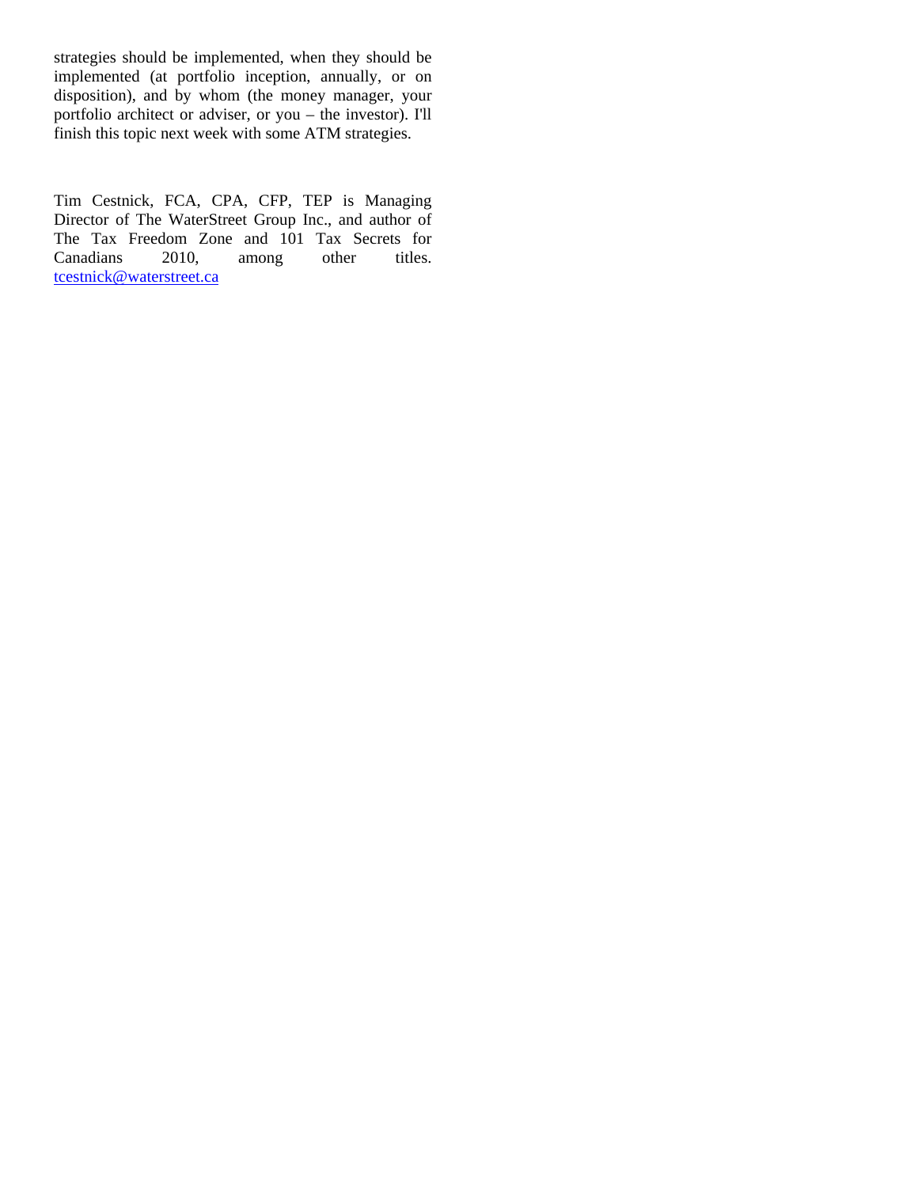strategies should be implemented, when they should be implemented (at portfolio inception, annually, or on disposition), and by whom (the money manager, your portfolio architect or adviser, or you – the investor). I'll finish this topic next week with some ATM strategies.

Tim Cestnick, FCA, CPA, CFP, TEP is Managing Director of The WaterStreet Group Inc., and author of The Tax Freedom Zone and 101 Tax Secrets for Canadians 2010, among other titles. tcestnick@waterstreet.ca